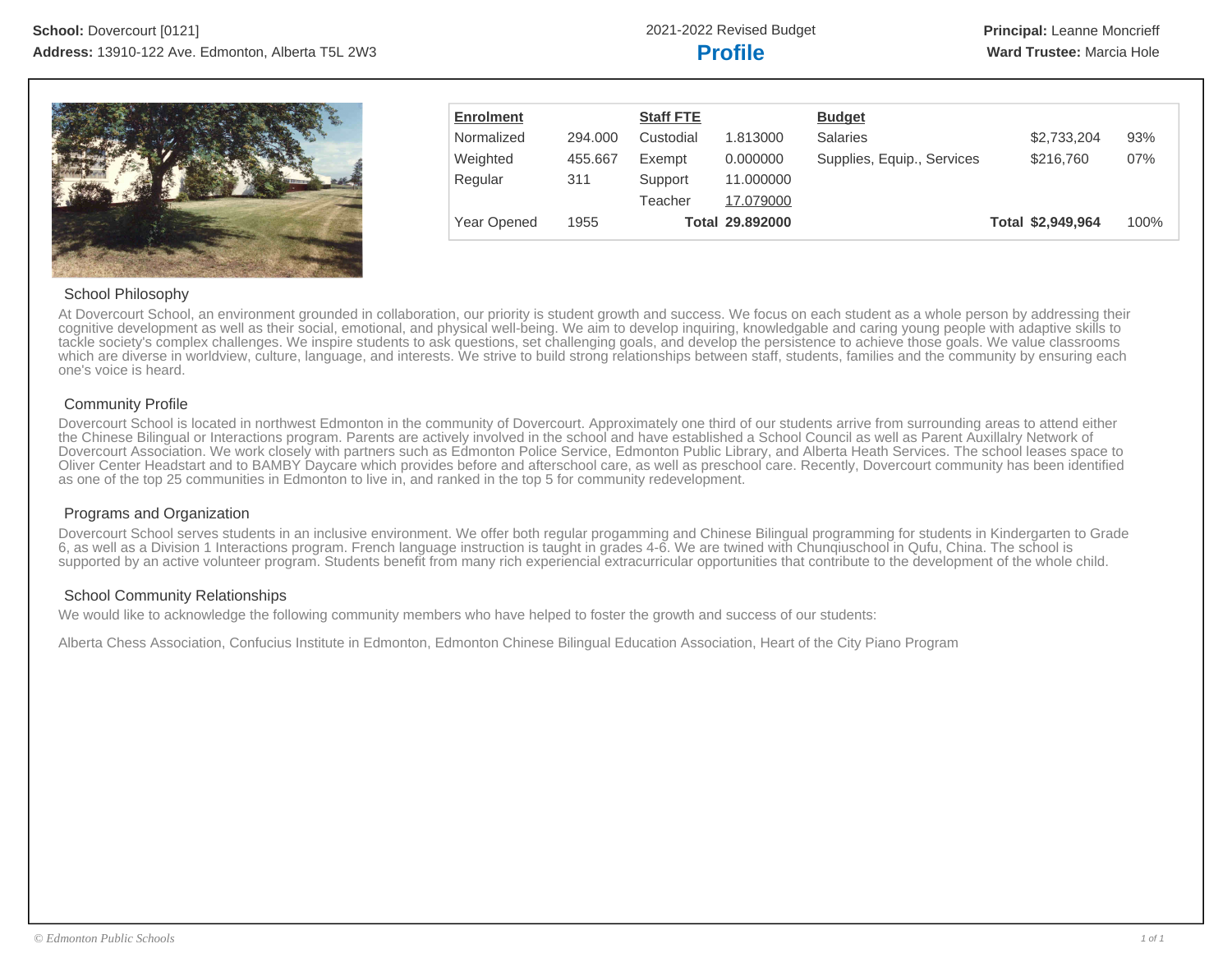**School:** Dovercourt [0121]
**Address:** 13910-122 Ave. Edmonton, Alberta T5L 2W3

2021-2022 Revised Budget

# Profile

**Principal:** Leanne Moncrieff
**Ward Trustee:** Marcia Hole

| Enrolment | | Staff FTE | | Budget | | |
|---|---|---|---|---|---|---|
| Normalized | 294.000 | Custodial | 1.813000 | Salaries | $2,733,204 | 93% |
| Weighted | 455.667 | Exempt | 0.000000 | Supplies, Equip., Services | $216,760 | 07% |
| Regular | 311 | Support | 11.000000 | | | |
| | | Teacher | 17.079000 | | | |
| Year Opened | 1955 | **Total** | **29.892000** | **Total** | **$2,949,964** | 100% |

## School Philosophy

At Dovercourt School, an environment grounded in collaboration, our priority is student growth and success. We focus on each student as a whole person by addressing their cognitive development as well as their social, emotional, and physical well-being. We aim to develop inquiring, knowledgable and caring young people with adaptive skills to tackle society's complex challenges. We inspire students to ask questions, set challenging goals, and develop the persistence to achieve those goals. We value classrooms which are diverse in worldview, culture, language, and interests. We strive to build strong relationships between staff, students, families and the community by ensuring each one's voice is heard.

## Community Profile

Dovercourt School is located in northwest Edmonton in the community of Dovercourt. Approximately one third of our students arrive from surrounding areas to attend either the Chinese Bilingual or Interactions program. Parents are actively involved in the school and have established a School Council as well as Parent Auxillalry Network of Dovercourt Association. We work closely with partners such as Edmonton Police Service, Edmonton Public Library, and Alberta Heath Services. The school leases space to Oliver Center Headstart and to BAMBY Daycare which provides before and afterschool care, as well as preschool care. Recently, Dovercourt community has been identified as one of the top 25 communities in Edmonton to live in, and ranked in the top 5 for community redevelopment.

## Programs and Organization

Dovercourt School serves students in an inclusive environment. We offer both regular progamming and Chinese Bilingual programming for students in Kindergarten to Grade 6, as well as a Division 1 Interactions program. French language instruction is taught in grades 4-6. We are twined with Chunqiuschool in Qufu, China. The school is supported by an active volunteer program. Students benefit from many rich experiencial extracurricular opportunities that contribute to the development of the whole child.

## School Community Relationships

We would like to acknowledge the following community members who have helped to foster the growth and success of our students:

Alberta Chess Association, Confucius Institute in Edmonton, Edmonton Chinese Bilingual Education Association, Heart of the City Piano Program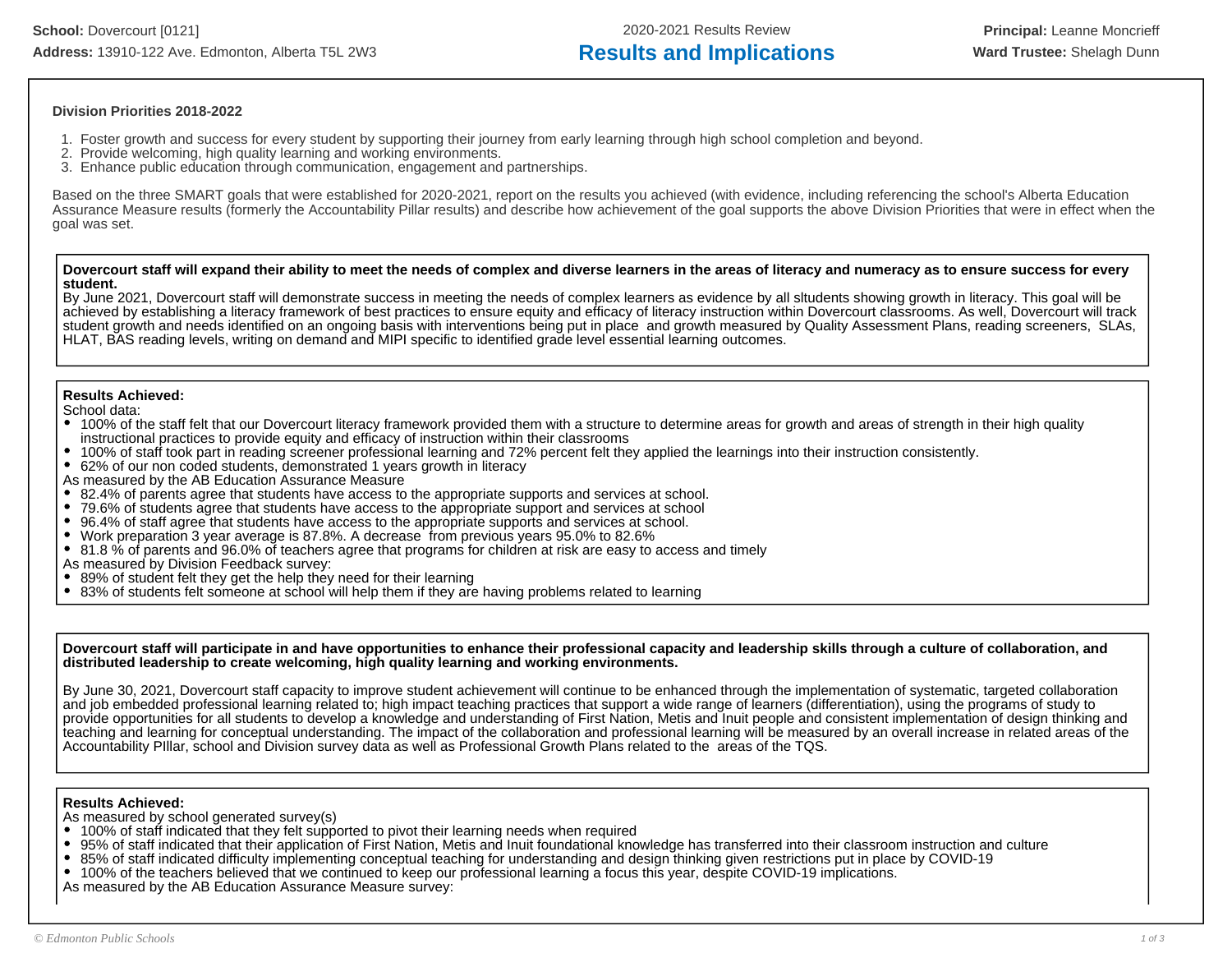School: Dovercourt [0121]
Address: 13910-122 Ave. Edmonton, Alberta T5L 2W3

2020-2021 Results Review

# Results and Implications

Principal: Leanne Moncrieff
Ward Trustee: Shelagh Dunn

### Division Priorities 2018-2022

1. Foster growth and success for every student by supporting their journey from early learning through high school completion and beyond.
2. Provide welcoming, high quality learning and working environments.
3. Enhance public education through communication, engagement and partnerships.

Based on the three SMART goals that were established for 2020-2021, report on the results you achieved (with evidence, including referencing the school's Alberta Education Assurance Measure results (formerly the Accountability Pillar results) and describe how achievement of the goal supports the above Division Priorities that were in effect when the goal was set.

**Dovercourt staff will expand their ability to meet the needs of complex and diverse learners in the areas of literacy and numeracy as to ensure success for every student.**
By June 2021, Dovercourt staff will demonstrate success in meeting the needs of complex learners as evidence by all sltudents showing growth in literacy. This goal will be achieved by establishing a literacy framework of best practices to ensure equity and efficacy of literacy instruction within Dovercourt classrooms. As well, Dovercourt will track student growth and needs identified on an ongoing basis with interventions being put in place and growth measured by Quality Assessment Plans, reading screeners, SLAs, HLAT, BAS reading levels, writing on demand and MIPI specific to identified grade level essential learning outcomes.

**Results Achieved:**
School data:
- 100% of the staff felt that our Dovercourt literacy framework provided them with a structure to determine areas for growth and areas of strength in their high quality instructional practices to provide equity and efficacy of instruction within their classrooms
- 100% of staff took part in reading screener professional learning and 72% percent felt they applied the learnings into their instruction consistently.
- 62% of our non coded students, demonstrated 1 years growth in literacy

As measured by the AB Education Assurance Measure
- 82.4% of parents agree that students have access to the appropriate supports and services at school.
- 79.6% of students agree that students have access to the appropriate support and services at school
- 96.4% of staff agree that students have access to the appropriate supports and services at school.
- Work preparation 3 year average is 87.8%. A decrease from previous years 95.0% to 82.6%
- 81.8 % of parents and 96.0% of teachers agree that programs for children at risk are easy to access and timely

As measured by Division Feedback survey:
- 89% of student felt they get the help they need for their learning
- 83% of students felt someone at school will help them if they are having problems related to learning

**Dovercourt staff will participate in and have opportunities to enhance their professional capacity and leadership skills through a culture of collaboration, and distributed leadership to create welcoming, high quality learning and working environments.**

By June 30, 2021, Dovercourt staff capacity to improve student achievement will continue to be enhanced through the implementation of systematic, targeted collaboration and job embedded professional learning related to; high impact teaching practices that support a wide range of learners (differentiation), using the programs of study to provide opportunities for all students to develop a knowledge and understanding of First Nation, Metis and Inuit people and consistent implementation of design thinking and teaching and learning for conceptual understanding. The impact of the collaboration and professional learning will be measured by an overall increase in related areas of the Accountability PIllar, school and Division survey data as well as Professional Growth Plans related to the areas of the TQS.

**Results Achieved:**
As measured by school generated survey(s)
- 100% of staff indicated that they felt supported to pivot their learning needs when required
- 95% of staff indicated that their application of First Nation, Metis and Inuit foundational knowledge has transferred into their classroom instruction and culture
- 85% of staff indicated difficulty implementing conceptual teaching for understanding and design thinking given restrictions put in place by COVID-19
- 100% of the teachers believed that we continued to keep our professional learning a focus this year, despite COVID-19 implications.

As measured by the AB Education Assurance Measure survey: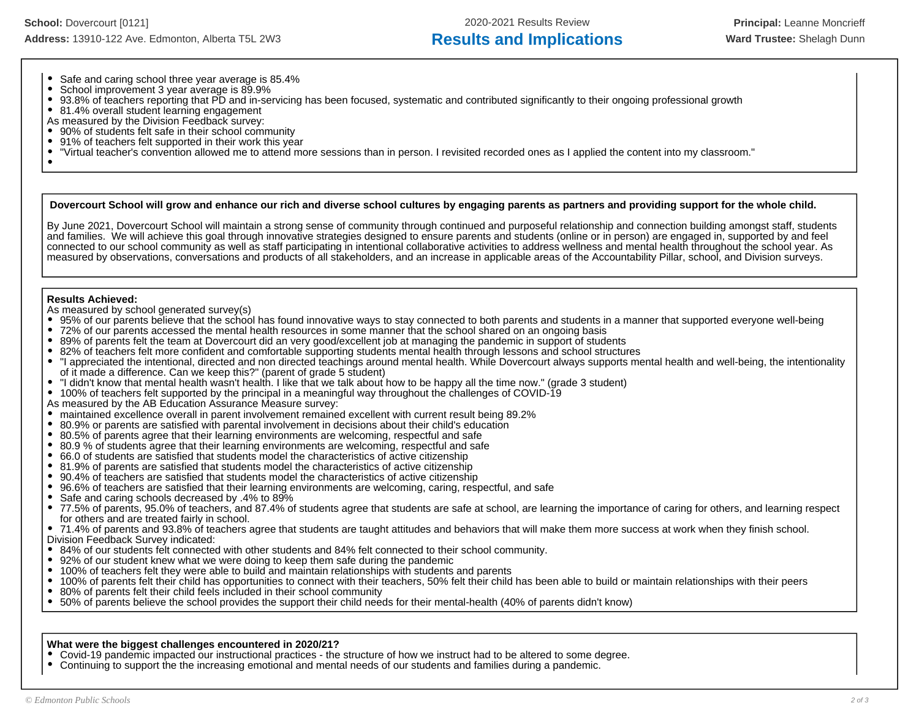- Safe and caring school three year average is 85.4%
- School improvement 3 year average is 89.9%
- 93.8% of teachers reporting that PD and in-servicing has been focused, systematic and contributed significantly to their ongoing professional growth
- 81.4% overall student learning engagement

As measured by the Division Feedback survey:

- 90% of students felt safe in their school community
- 91% of teachers felt supported in their work this year
- "Virtual teacher's convention allowed me to attend more sessions than in person. I revisited recorded ones as I applied the content into my classroom."
-

**Dovercourt School will grow and enhance our rich and diverse school cultures by engaging parents as partners and providing support for the whole child.**

By June 2021, Dovercourt School will maintain a strong sense of community through continued and purposeful relationship and connection building amongst staff, students and families. We will achieve this goal through innovative strategies designed to ensure parents and students (online or in person) are engaged in, supported by and feel connected to our school community as well as staff participating in intentional collaborative activities to address wellness and mental health throughout the school year. As measured by observations, conversations and products of all stakeholders, and an increase in applicable areas of the Accountability Pillar, school, and Division surveys.

**Results Achieved:**

As measured by school generated survey(s)

- 95% of our parents believe that the school has found innovative ways to stay connected to both parents and students in a manner that supported everyone well-being
- 72% of our parents accessed the mental health resources in some manner that the school shared on an ongoing basis
- 89% of parents felt the team at Dovercourt did an very good/excellent job at managing the pandemic in support of students
- 82% of teachers felt more confident and comfortable supporting students mental health through lessons and school structures
- "I appreciated the intentional, directed and non directed teachings around mental health. While Dovercourt always supports mental health and well-being, the intentionality of it made a difference. Can we keep this?" (parent of grade 5 student)
- "I didn't know that mental health wasn't health. I like that we talk about how to be happy all the time now." (grade 3 student)
- 100% of teachers felt supported by the principal in a meaningful way throughout the challenges of COVID-19

As measured by the AB Education Assurance Measure survey:

- maintained excellence overall in parent involvement remained excellent with current result being 89.2%
- 80.9% or parents are satisfied with parental involvement in decisions about their child's education
- 80.5% of parents agree that their learning environments are welcoming, respectful and safe
- 80.9 % of students agree that their learning environments are welcoming, respectful and safe
- 66.0 of students are satisfied that students model the characteristics of active citizenship
- 81.9% of parents are satisfied that students model the characteristics of active citizenship
- 90.4% of teachers are satisfied that students model the characteristics of active citizenship
- 96.6% of teachers are satisfied that their learning environments are welcoming, caring, respectful, and safe
- Safe and caring schools decreased by .4% to 89%
- 77.5% of parents, 95.0% of teachers, and 87.4% of students agree that students are safe at school, are learning the importance of caring for others, and learning respect for others and are treated fairly in school.
- 71.4% of parents and 93.8% of teachers agree that students are taught attitudes and behaviors that will make them more success at work when they finish school.

Division Feedback Survey indicated:

- 84% of our students felt connected with other students and 84% felt connected to their school community.
- 92% of our student knew what we were doing to keep them safe during the pandemic
- 100% of teachers felt they were able to build and maintain relationships with students and parents
- 100% of parents felt their child has opportunities to connect with their teachers, 50% felt their child has been able to build or maintain relationships with their peers
- 80% of parents felt their child feels included in their school community
- 50% of parents believe the school provides the support their child needs for their mental-health (40% of parents didn't know)

**What were the biggest challenges encountered in 2020/21?**

- Covid-19 pandemic impacted our instructional practices - the structure of how we instruct had to be altered to some degree.
- Continuing to support the the increasing emotional and mental needs of our students and families during a pandemic.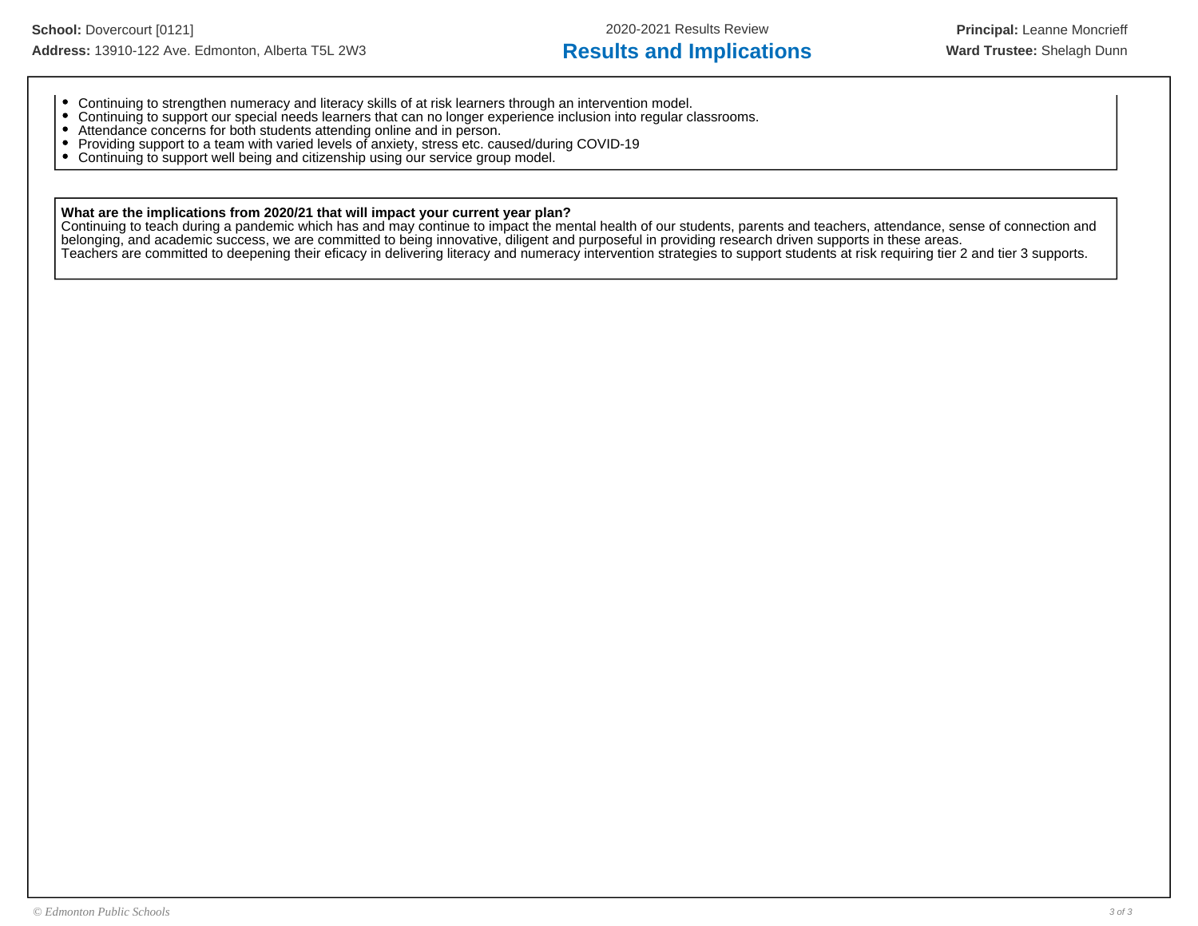- Continuing to strengthen numeracy and literacy skills of at risk learners through an intervention model.
- Continuing to support our special needs learners that can no longer experience inclusion into regular classrooms.
- Attendance concerns for both students attending online and in person.
- Providing support to a team with varied levels of anxiety, stress etc. caused/during COVID-19
- Continuing to support well being and citizenship using our service group model.

**What are the implications from 2020/21 that will impact your current year plan?**

Continuing to teach during a pandemic which has and may continue to impact the mental health of our students, parents and teachers, attendance, sense of connection and belonging, and academic success, we are committed to being innovative, diligent and purposeful in providing research driven supports in these areas.

Teachers are committed to deepening their eficacy in delivering literacy and numeracy intervention strategies to support students at risk requiring tier 2 and tier 3 supports.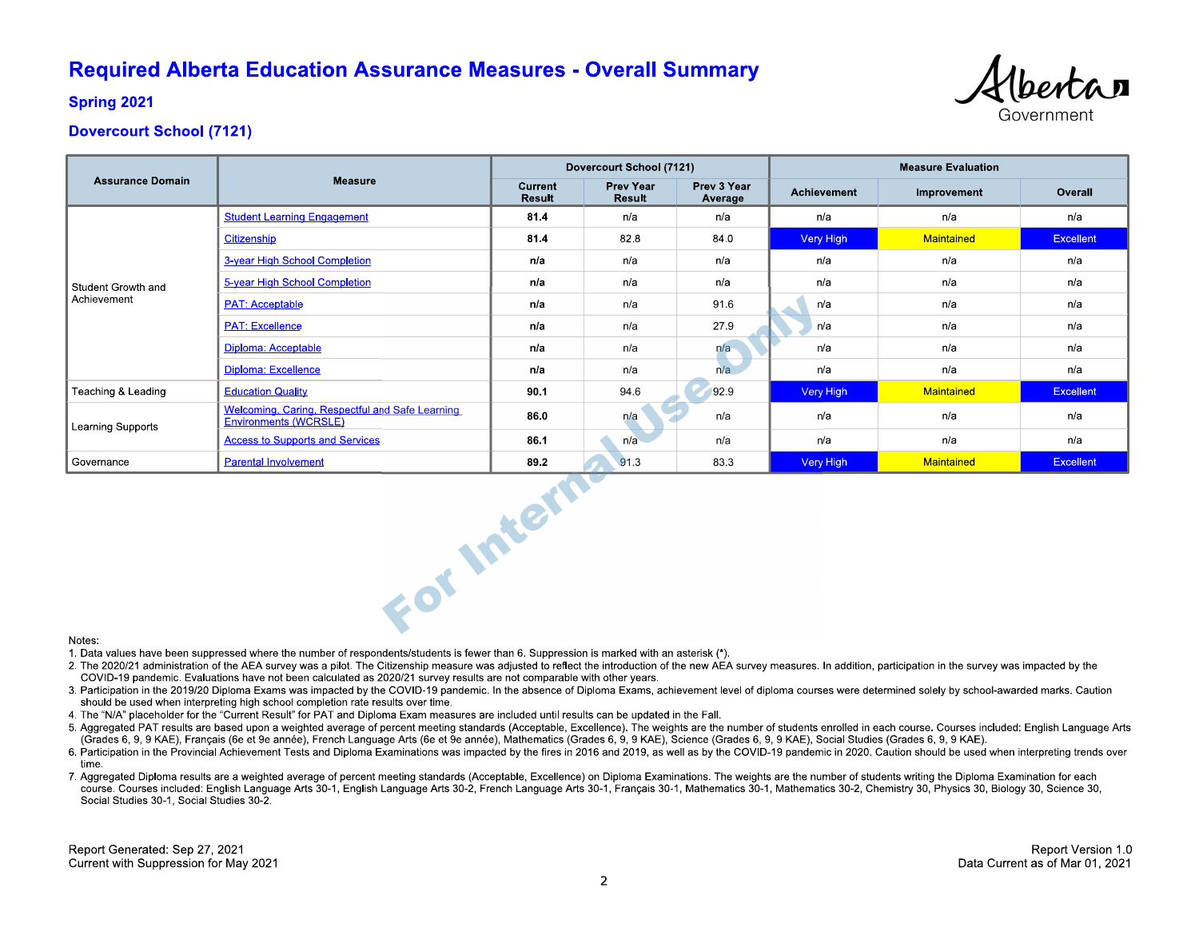# Required Alberta Education Assurance Measures - Overall Summary

## Spring 2021

## Dovercourt School (7121)

| Assurance Domain | Measure | Dovercourt School (7121) | | | Measure Evaluation | | |
|---|---|---|---|---|---|---|---|
| | | Current Result | Prev Year Result | Prev 3 Year Average | Achievement | Improvement | Overall |
| Student Growth and Achievement | Student Learning Engagement | **81.4** | n/a | n/a | n/a | n/a | n/a |
| | Citizenship | **81.4** | 82.8 | 84.0 | Very High | Maintained | Excellent |
| | 3-year High School Completion | **n/a** | n/a | n/a | n/a | n/a | n/a |
| | 5-year High School Completion | **n/a** | n/a | n/a | n/a | n/a | n/a |
| | PAT: Acceptable | **n/a** | n/a | 91.6 | n/a | n/a | n/a |
| | PAT: Excellence | **n/a** | n/a | 27.9 | n/a | n/a | n/a |
| | Diploma: Acceptable | **n/a** | n/a | n/a | n/a | n/a | n/a |
| | Diploma: Excellence | **n/a** | n/a | n/a | n/a | n/a | n/a |
| Teaching & Leading | Education Quality | **90.1** | 94.6 | 92.9 | Very High | Maintained | Excellent |
| Learning Supports | Welcoming, Caring, Respectful and Safe Learning Environments (WCRSLE) | **86.0** | n/a | n/a | n/a | n/a | n/a |
| | Access to Supports and Services | **86.1** | n/a | n/a | n/a | n/a | n/a |
| Governance | Parental Involvement | **89.2** | 91.3 | 83.3 | Very High | Maintained | Excellent |

Notes:

1. Data values have been suppressed where the number of respondents/students is fewer than 6. Suppression is marked with an asterisk (*).
2. The 2020/21 administration of the AEA survey was a pilot. The Citizenship measure was adjusted to reflect the introduction of the new AEA survey measures. In addition, participation in the survey was impacted by the COVID-19 pandemic. Evaluations have not been calculated as 2020/21 survey results are not comparable with other years.
3. Participation in the 2019/20 Diploma Exams was impacted by the COVID-19 pandemic. In the absence of Diploma Exams, achievement level of diploma courses were determined solely by school-awarded marks. Caution should be used when interpreting high school completion rate results over time.
4. The "N/A" placeholder for the "Current Result" for PAT and Diploma Exam measures are included until results can be updated in the Fall.
5. Aggregated PAT results are based upon a weighted average of percent meeting standards (Acceptable, Excellence). The weights are the number of students enrolled in each course. Courses included: English Language Arts (Grades 6, 9, 9 KAE), Français (6e et 9e année), French Language Arts (6e et 9e année), Mathematics (Grades 6, 9, 9 KAE), Science (Grades 6, 9, 9 KAE), Social Studies (Grades 6, 9, 9 KAE).
6. Participation in the Provincial Achievement Tests and Diploma Examinations was impacted by the fires in 2016 and 2019, as well as by the COVID-19 pandemic in 2020. Caution should be used when interpreting trends over time.
7. Aggregated Diploma results are a weighted average of percent meeting standards (Acceptable, Excellence) on Diploma Examinations. The weights are the number of students writing the Diploma Examination for each course. Courses included: English Language Arts 30-1, English Language Arts 30-2, French Language Arts 30-1, Français 30-1, Mathematics 30-1, Mathematics 30-2, Chemistry 30, Physics 30, Biology 30, Science 30, Social Studies 30-1, Social Studies 30-2.

Report Generated: Sep 27, 2021
Current with Suppression for May 2021

Report Version 1.0
Data Current as of Mar 01, 2021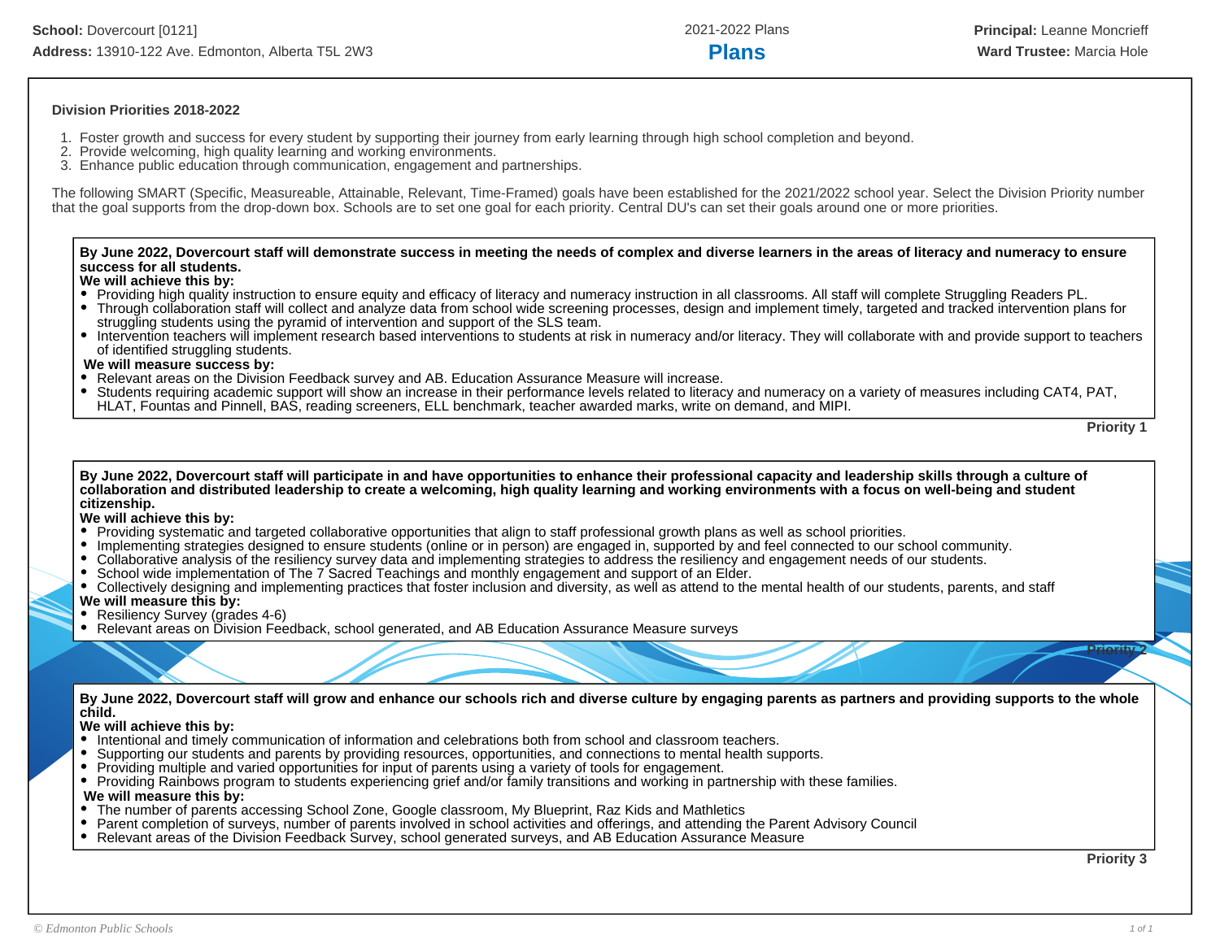**School:** Dovercourt [0121]
**Address:** 13910-122 Ave. Edmonton, Alberta T5L 2W3

2021-2022 Plans

# Plans

**Principal:** Leanne Moncrieff
**Ward Trustee:** Marcia Hole

### Division Priorities 2018-2022

1. Foster growth and success for every student by supporting their journey from early learning through high school completion and beyond.
2. Provide welcoming, high quality learning and working environments.
3. Enhance public education through communication, engagement and partnerships.

The following SMART (Specific, Measureable, Attainable, Relevant, Time-Framed) goals have been established for the 2021/2022 school year. Select the Division Priority number that the goal supports from the drop-down box. Schools are to set one goal for each priority. Central DU's can set their goals around one or more priorities.

**By June 2022, Dovercourt staff will demonstrate success in meeting the needs of complex and diverse learners in the areas of literacy and numeracy to ensure success for all students.**

**We will achieve this by:**

- Providing high quality instruction to ensure equity and efficacy of literacy and numeracy instruction in all classrooms. All staff will complete Struggling Readers PL.
- Through collaboration staff will collect and analyze data from school wide screening processes, design and implement timely, targeted and tracked intervention plans for struggling students using the pyramid of intervention and support of the SLS team.
- Intervention teachers will implement research based interventions to students at risk in numeracy and/or literacy. They will collaborate with and provide support to teachers of identified struggling students.

**We will measure success by:**

- Relevant areas on the Division Feedback survey and AB. Education Assurance Measure will increase.
- Students requiring academic support will show an increase in their performance levels related to literacy and numeracy on a variety of measures including CAT4, PAT, HLAT, Fountas and Pinnell, BAS, reading screeners, ELL benchmark, teacher awarded marks, write on demand, and MIPI.

**Priority 1**

**By June 2022, Dovercourt staff will participate in and have opportunities to enhance their professional capacity and leadership skills through a culture of collaboration and distributed leadership to create a welcoming, high quality learning and working environments with a focus on well-being and student citizenship.**

**We will achieve this by:**

- Providing systematic and targeted collaborative opportunities that align to staff professional growth plans as well as school priorities.
- Implementing strategies designed to ensure students (online or in person) are engaged in, supported by and feel connected to our school community.
- Collaborative analysis of the resiliency survey data and implementing strategies to address the resiliency and engagement needs of our students.
- School wide implementation of The 7 Sacred Teachings and monthly engagement and support of an Elder.
- Collectively designing and implementing practices that foster inclusion and diversity, as well as attend to the mental health of our students, parents, and staff

**We will measure this by:**

- Resiliency Survey (grades 4-6)
- Relevant areas on Division Feedback, school generated, and AB Education Assurance Measure surveys

**Priority 2**

**By June 2022, Dovercourt staff will grow and enhance our schools rich and diverse culture by engaging parents as partners and providing supports to the whole child.**

**We will achieve this by:**

- Intentional and timely communication of information and celebrations both from school and classroom teachers.
- Supporting our students and parents by providing resources, opportunities, and connections to mental health supports.
- Providing multiple and varied opportunities for input of parents using a variety of tools for engagement.
- Providing Rainbows program to students experiencing grief and/or family transitions and working in partnership with these families.

**We will measure this by:**

- The number of parents accessing School Zone, Google classroom, My Blueprint, Raz Kids and Mathletics
- Parent completion of surveys, number of parents involved in school activities and offerings, and attending the Parent Advisory Council
- Relevant areas of the Division Feedback Survey, school generated surveys, and AB Education Assurance Measure

**Priority 3**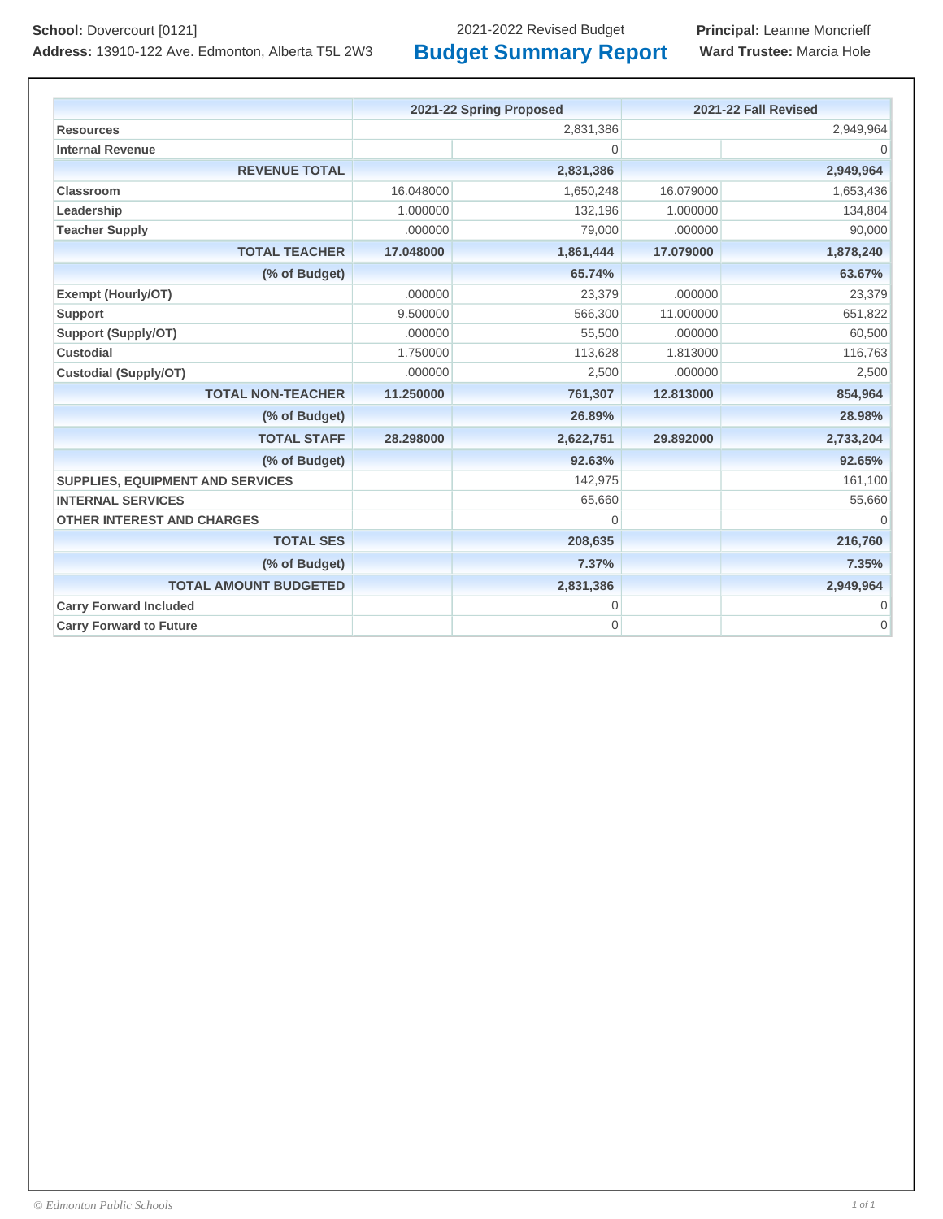**School:** Dovercourt [0121]
**Address:** 13910-122 Ave. Edmonton, Alberta T5L 2W3

2021-2022 Revised Budget

# Budget Summary Report

**Principal:** Leanne Moncrieff
**Ward Trustee:** Marcia Hole

| | 2021-22 Spring Proposed | | 2021-22 Fall Revised | |
|---|---|---|---|---|
| **Resources** | | 2,831,386 | | 2,949,964 |
| **Internal Revenue** | | 0 | | 0 |
| **REVENUE TOTAL** | | **2,831,386** | | **2,949,964** |
| **Classroom** | 16.048000 | 1,650,248 | 16.079000 | 1,653,436 |
| **Leadership** | 1.000000 | 132,196 | 1.000000 | 134,804 |
| **Teacher Supply** | .000000 | 79,000 | .000000 | 90,000 |
| **TOTAL TEACHER** | **17.048000** | **1,861,444** | **17.079000** | **1,878,240** |
| **(% of Budget)** | | **65.74%** | | **63.67%** |
| **Exempt (Hourly/OT)** | .000000 | 23,379 | .000000 | 23,379 |
| **Support** | 9.500000 | 566,300 | 11.000000 | 651,822 |
| **Support (Supply/OT)** | .000000 | 55,500 | .000000 | 60,500 |
| **Custodial** | 1.750000 | 113,628 | 1.813000 | 116,763 |
| **Custodial (Supply/OT)** | .000000 | 2,500 | .000000 | 2,500 |
| **TOTAL NON-TEACHER** | **11.250000** | **761,307** | **12.813000** | **854,964** |
| **(% of Budget)** | | **26.89%** | | **28.98%** |
| **TOTAL STAFF** | **28.298000** | **2,622,751** | **29.892000** | **2,733,204** |
| **(% of Budget)** | | **92.63%** | | **92.65%** |
| **SUPPLIES, EQUIPMENT AND SERVICES** | | 142,975 | | 161,100 |
| **INTERNAL SERVICES** | | 65,660 | | 55,660 |
| **OTHER INTEREST AND CHARGES** | | 0 | | 0 |
| **TOTAL SES** | | **208,635** | | **216,760** |
| **(% of Budget)** | | **7.37%** | | **7.35%** |
| **TOTAL AMOUNT BUDGETED** | | **2,831,386** | | **2,949,964** |
| **Carry Forward Included** | | 0 | | 0 |
| **Carry Forward to Future** | | 0 | | 0 |

*© Edmonton Public Schools*